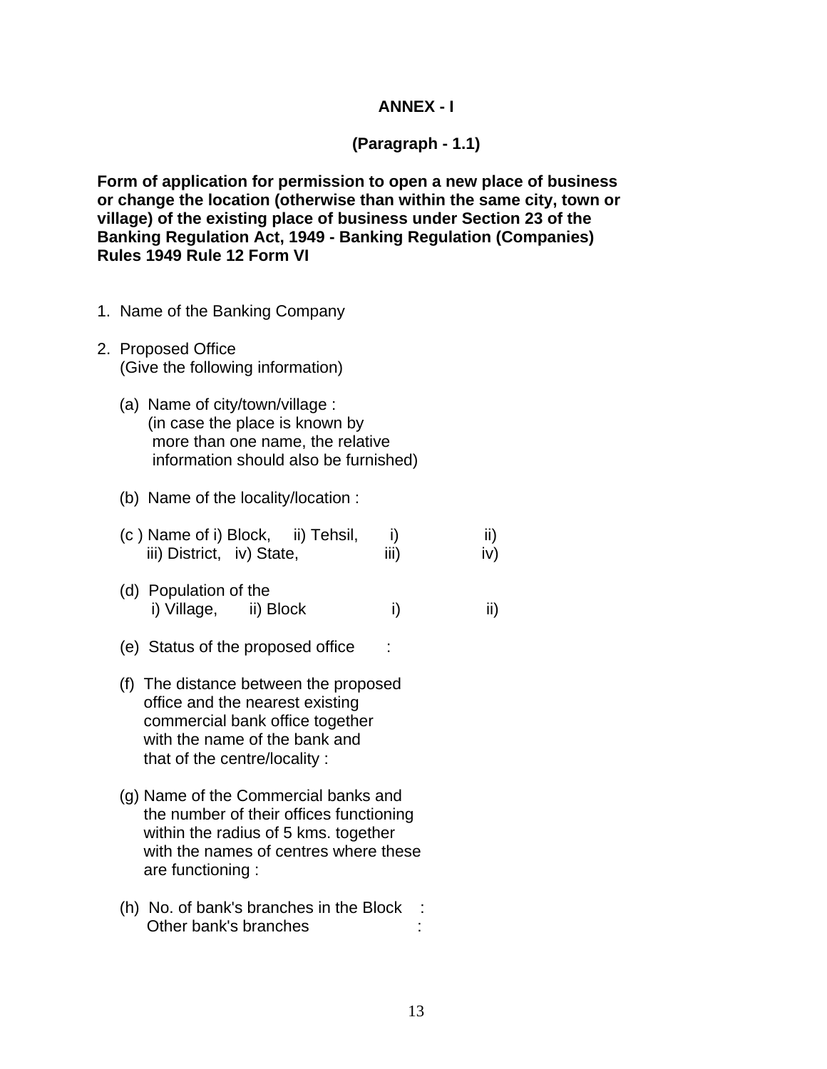**ANNEX - I**

**(Paragraph - 1.1)**

**Form of application for permission to open a new place of business or change the location (otherwise than within the same city, town or village) of the existing place of business under Section 23 of the Banking Regulation Act, 1949 - Banking Regulation (Companies) Rules 1949 Rule 12 Form VI**

1. Name of the Banking Company

2. Proposed Office
   (Give the following information)

   (a) Name of city/town/village :
   (in case the place is known by more than one name, the relative information should also be furnished)

   (b) Name of the locality/location :

   (c ) Name of i) Block, ii) Tehsil, iii) District, iv) State, i) ii) iii) iv)

   (d) Population of the i) Village, ii) Block i) ii)

   (e) Status of the proposed office :

   (f) The distance between the proposed office and the nearest existing commercial bank office together with the name of the bank and that of the centre/locality :

   (g) Name of the Commercial banks and the number of their offices functioning within the radius of 5 kms. together with the names of centres where these are functioning :

   (h) No. of bank's branches in the Block :
   Other bank's branches :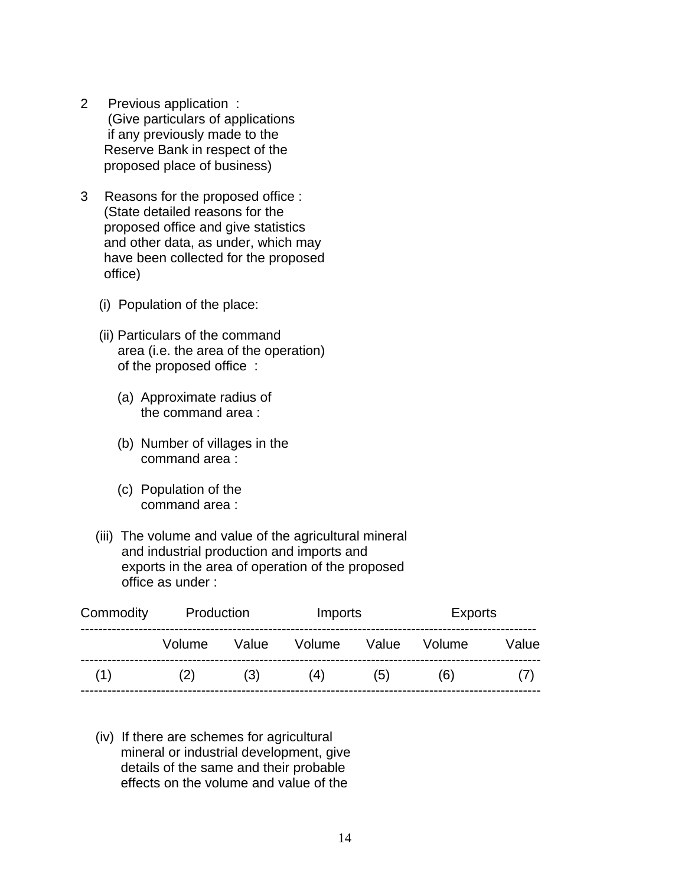2 Previous application :
(Give particulars of applications if any previously made to the Reserve Bank in respect of the proposed place of business)

3 Reasons for the proposed office :
(State detailed reasons for the proposed office and give statistics and other data, as under, which may have been collected for the proposed office)

(i) Population of the place:

(ii) Particulars of the command area (i.e. the area of the operation) of the proposed office :

(a) Approximate radius of the command area :

(b) Number of villages in the command area :

(c) Population of the command area :

(iii) The volume and value of the agricultural mineral and industrial production and imports and exports in the area of operation of the proposed office as under :

| Commodity | Production | | Imports | | Exports | |
|---|---|---|---|---|---|---|
| | Volume | Value | Volume | Value | Volume | Value |
| (1) | (2) | (3) | (4) | (5) | (6) | (7) |

(iv) If there are schemes for agricultural mineral or industrial development, give details of the same and their probable effects on the volume and value of the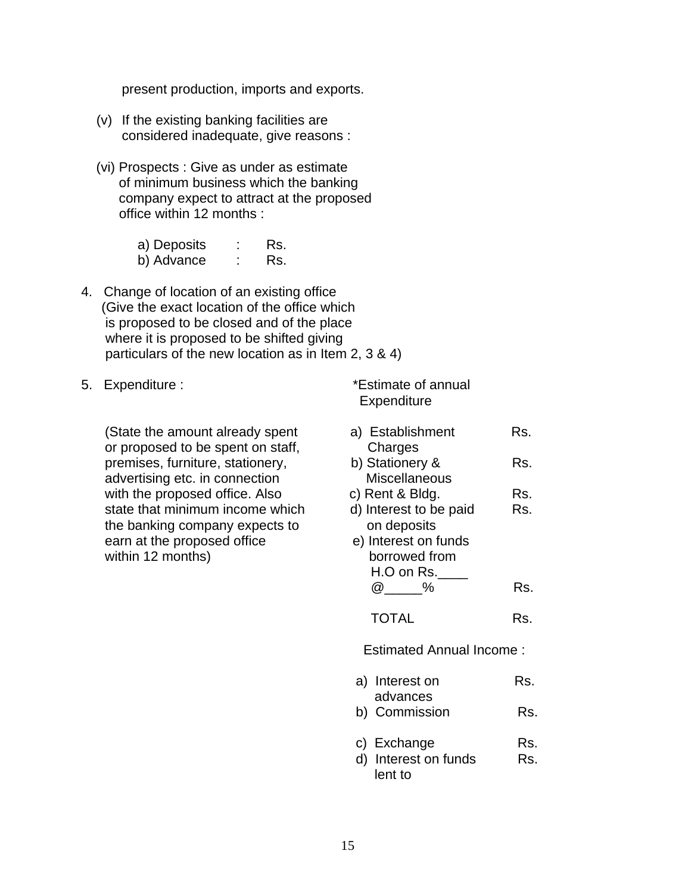present production, imports and exports.

(v) If the existing banking facilities are considered inadequate, give reasons :

(vi) Prospects : Give as under as estimate of minimum business which the banking company expect to attract at the proposed office within 12 months :

| | | |
|---|---|---|
| a) Deposits | : | Rs. |
| b) Advance | : | Rs. |

4. Change of location of an existing office
(Give the exact location of the office which is proposed to be closed and of the place where it is proposed to be shifted giving particulars of the new location as in Item 2, 3 & 4)

5. Expenditure :

(State the amount already spent or proposed to be spent on staff, premises, furniture, stationery, advertising etc. in connection with the proposed office. Also state that minimum income which the banking company expects to earn at the proposed office within 12 months)

*Estimate of annual Expenditure

| | |
|---|---|
| a) Establishment Charges | Rs. |
| b) Stationery & Miscellaneous | Rs. |
| c) Rent & Bldg. | Rs. |
| d) Interest to be paid on deposits | Rs. |
| e) Interest on funds borrowed from H.O on Rs.____ @_____% | Rs. |
| TOTAL | Rs. |

Estimated Annual Income :

| | |
|---|---|
| a) Interest on advances | Rs. |
| b) Commission | Rs. |
| c) Exchange | Rs. |
| d) Interest on funds lent to | Rs. |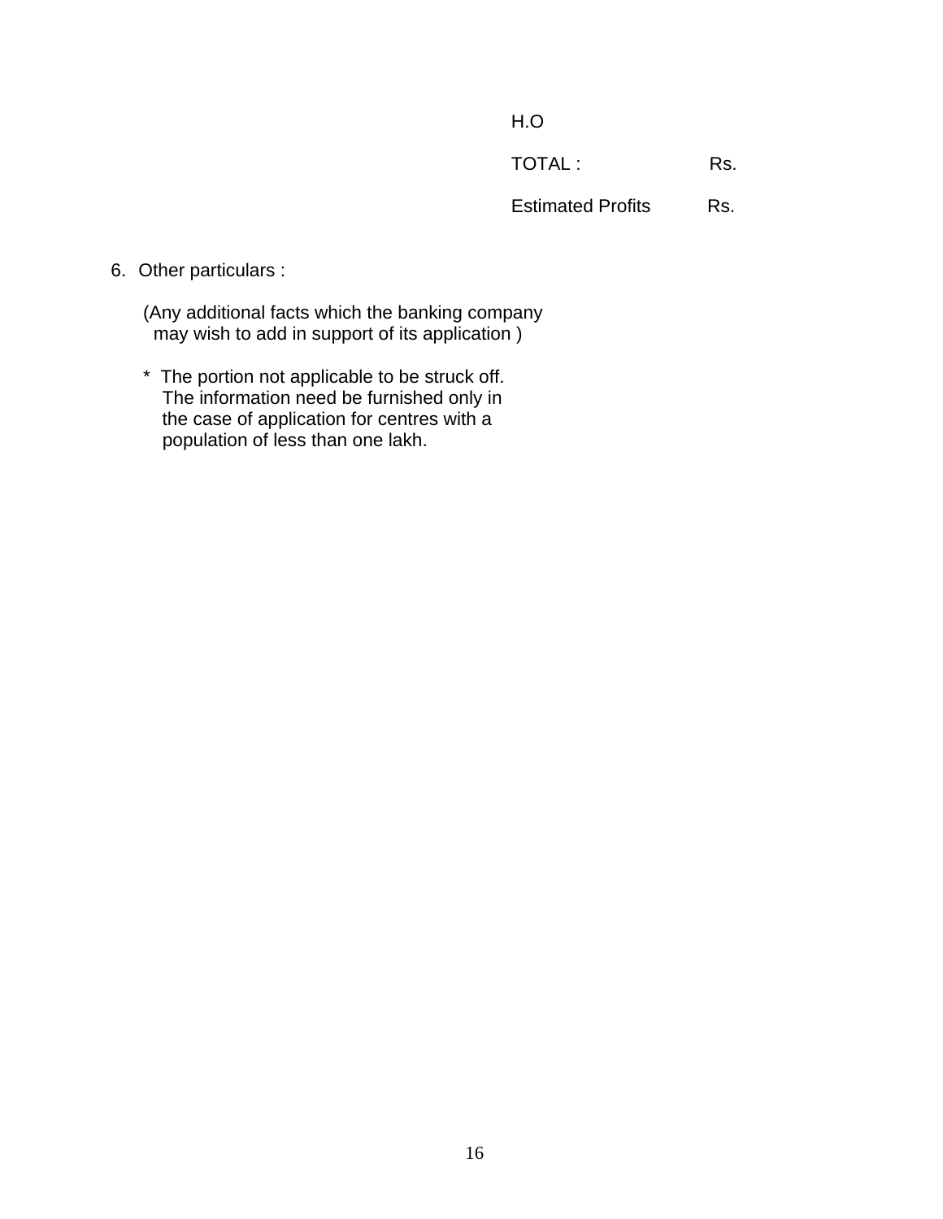| | |
|---|---|
| H.O | |
| TOTAL : | Rs. |
| Estimated Profits | Rs. |

6. Other particulars :

   (Any additional facts which the banking company may wish to add in support of its application )

   * The portion not applicable to be struck off. The information need be furnished only in the case of application for centres with a population of less than one lakh.